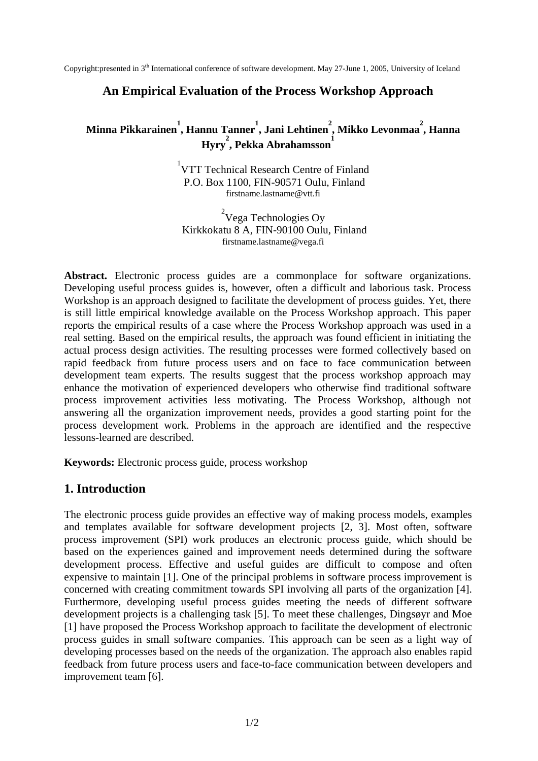Copyright:presented in 3rd International conference of software development. May 27-June 1, 2005, University of Iceland

# An Empirical Evaluation of the Process Workshop Approach

**Minna Pikkarainen[1], Hannu Tanner[1], Jani Lehtinen[2], Mikko Levonmaa[2], Hanna Hyry[2], Pekka Abrahamsson[1]**

[1]VTT Technical Research Centre of Finland
P.O. Box 1100, FIN-90571 Oulu, Finland
firstname.lastname@vtt.fi

[2]Vega Technologies Oy
Kirkkokatu 8 A, FIN-90100 Oulu, Finland
firstname.lastname@vega.fi

**Abstract.** Electronic process guides are a commonplace for software organizations. Developing useful process guides is, however, often a difficult and laborious task. Process Workshop is an approach designed to facilitate the development of process guides. Yet, there is still little empirical knowledge available on the Process Workshop approach. This paper reports the empirical results of a case where the Process Workshop approach was used in a real setting. Based on the empirical results, the approach was found efficient in initiating the actual process design activities. The resulting processes were formed collectively based on rapid feedback from future process users and on face to face communication between development team experts. The results suggest that the process workshop approach may enhance the motivation of experienced developers who otherwise find traditional software process improvement activities less motivating. The Process Workshop, although not answering all the organization improvement needs, provides a good starting point for the process development work. Problems in the approach are identified and the respective lessons-learned are described.

**Keywords:** Electronic process guide, process workshop

## 1. Introduction

The electronic process guide provides an effective way of making process models, examples and templates available for software development projects [2, 3]. Most often, software process improvement (SPI) work produces an electronic process guide, which should be based on the experiences gained and improvement needs determined during the software development process. Effective and useful guides are difficult to compose and often expensive to maintain [1]. One of the principal problems in software process improvement is concerned with creating commitment towards SPI involving all parts of the organization [4]. Furthermore, developing useful process guides meeting the needs of different software development projects is a challenging task [5]. To meet these challenges, Dingsøyr and Moe [1] have proposed the Process Workshop approach to facilitate the development of electronic process guides in small software companies. This approach can be seen as a light way of developing processes based on the needs of the organization. The approach also enables rapid feedback from future process users and face-to-face communication between developers and improvement team [6].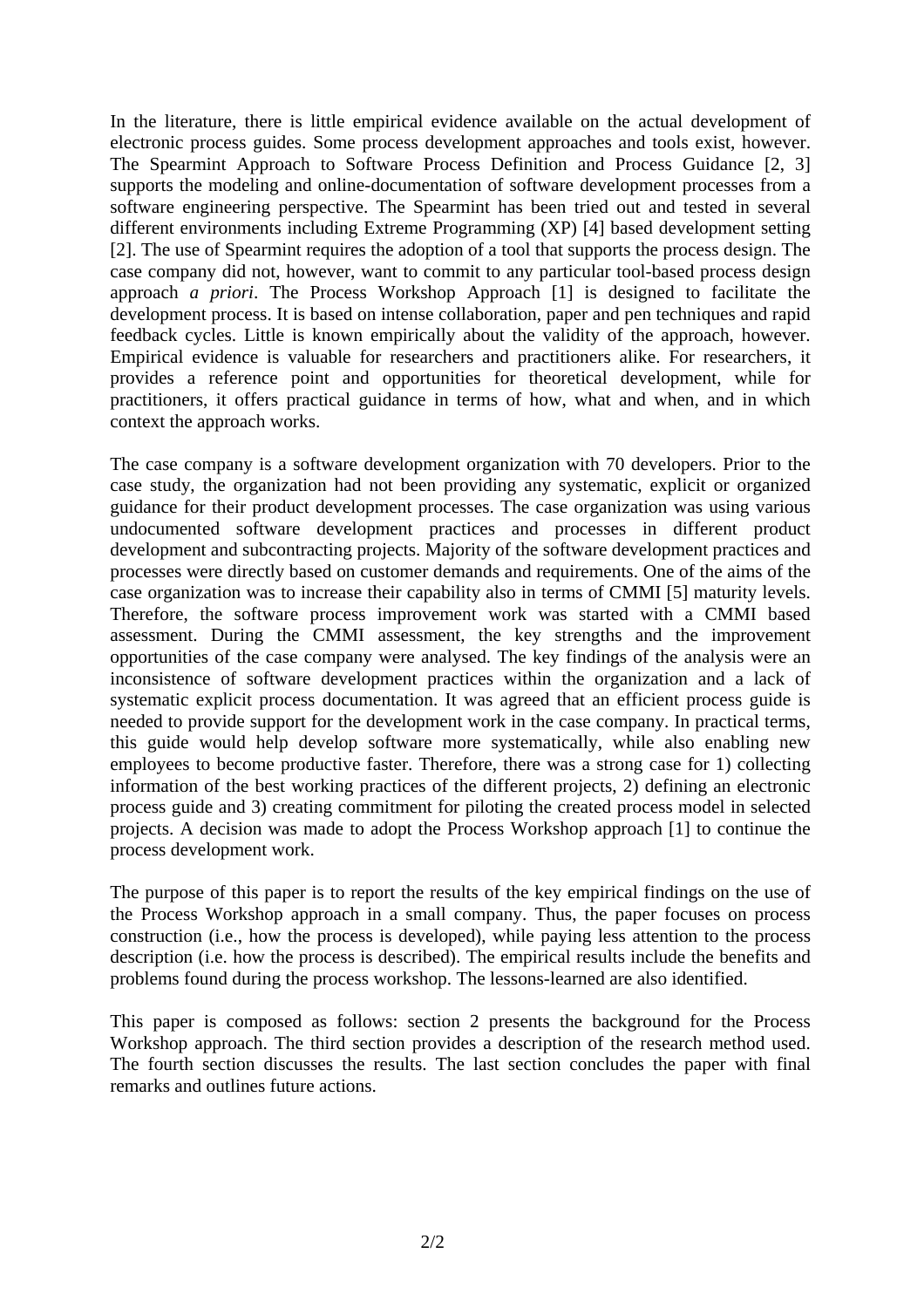In the literature, there is little empirical evidence available on the actual development of electronic process guides. Some process development approaches and tools exist, however. The Spearmint Approach to Software Process Definition and Process Guidance [2, 3] supports the modeling and online-documentation of software development processes from a software engineering perspective. The Spearmint has been tried out and tested in several different environments including Extreme Programming (XP) [4] based development setting [2]. The use of Spearmint requires the adoption of a tool that supports the process design. The case company did not, however, want to commit to any particular tool-based process design approach *a priori*. The Process Workshop Approach [1] is designed to facilitate the development process. It is based on intense collaboration, paper and pen techniques and rapid feedback cycles. Little is known empirically about the validity of the approach, however. Empirical evidence is valuable for researchers and practitioners alike. For researchers, it provides a reference point and opportunities for theoretical development, while for practitioners, it offers practical guidance in terms of how, what and when, and in which context the approach works.

The case company is a software development organization with 70 developers. Prior to the case study, the organization had not been providing any systematic, explicit or organized guidance for their product development processes. The case organization was using various undocumented software development practices and processes in different product development and subcontracting projects. Majority of the software development practices and processes were directly based on customer demands and requirements. One of the aims of the case organization was to increase their capability also in terms of CMMI [5] maturity levels. Therefore, the software process improvement work was started with a CMMI based assessment. During the CMMI assessment, the key strengths and the improvement opportunities of the case company were analysed. The key findings of the analysis were an inconsistence of software development practices within the organization and a lack of systematic explicit process documentation. It was agreed that an efficient process guide is needed to provide support for the development work in the case company. In practical terms, this guide would help develop software more systematically, while also enabling new employees to become productive faster. Therefore, there was a strong case for 1) collecting information of the best working practices of the different projects, 2) defining an electronic process guide and 3) creating commitment for piloting the created process model in selected projects. A decision was made to adopt the Process Workshop approach [1] to continue the process development work.

The purpose of this paper is to report the results of the key empirical findings on the use of the Process Workshop approach in a small company. Thus, the paper focuses on process construction (i.e., how the process is developed), while paying less attention to the process description (i.e. how the process is described). The empirical results include the benefits and problems found during the process workshop. The lessons-learned are also identified.

This paper is composed as follows: section 2 presents the background for the Process Workshop approach. The third section provides a description of the research method used. The fourth section discusses the results. The last section concludes the paper with final remarks and outlines future actions.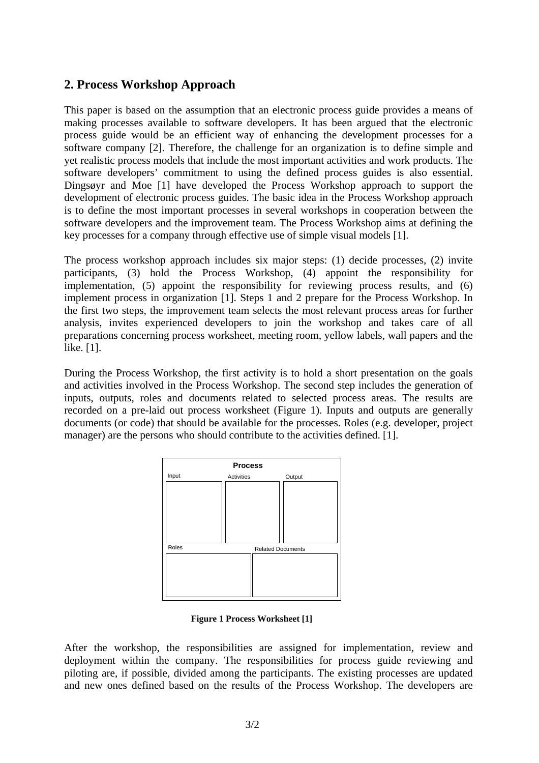## 2. Process Workshop Approach

This paper is based on the assumption that an electronic process guide provides a means of making processes available to software developers. It has been argued that the electronic process guide would be an efficient way of enhancing the development processes for a software company [2]. Therefore, the challenge for an organization is to define simple and yet realistic process models that include the most important activities and work products. The software developers' commitment to using the defined process guides is also essential. Dingsøyr and Moe [1] have developed the Process Workshop approach to support the development of electronic process guides. The basic idea in the Process Workshop approach is to define the most important processes in several workshops in cooperation between the software developers and the improvement team. The Process Workshop aims at defining the key processes for a company through effective use of simple visual models [1].

The process workshop approach includes six major steps: (1) decide processes, (2) invite participants, (3) hold the Process Workshop, (4) appoint the responsibility for implementation, (5) appoint the responsibility for reviewing process results, and (6) implement process in organization [1]. Steps 1 and 2 prepare for the Process Workshop. In the first two steps, the improvement team selects the most relevant process areas for further analysis, invites experienced developers to join the workshop and takes care of all preparations concerning process worksheet, meeting room, yellow labels, wall papers and the like. [1].

During the Process Workshop, the first activity is to hold a short presentation on the goals and activities involved in the Process Workshop. The second step includes the generation of inputs, outputs, roles and documents related to selected process areas. The results are recorded on a pre-laid out process worksheet (Figure 1). Inputs and outputs are generally documents (or code) that should be available for the processes. Roles (e.g. developer, project manager) are the persons who should contribute to the activities defined. [1].

Process

Input

Activities

Output

Roles

Related Documents

**Figure 1 Process Worksheet [1]**

After the workshop, the responsibilities are assigned for implementation, review and deployment within the company. The responsibilities for process guide reviewing and piloting are, if possible, divided among the participants. The existing processes are updated and new ones defined based on the results of the Process Workshop. The developers are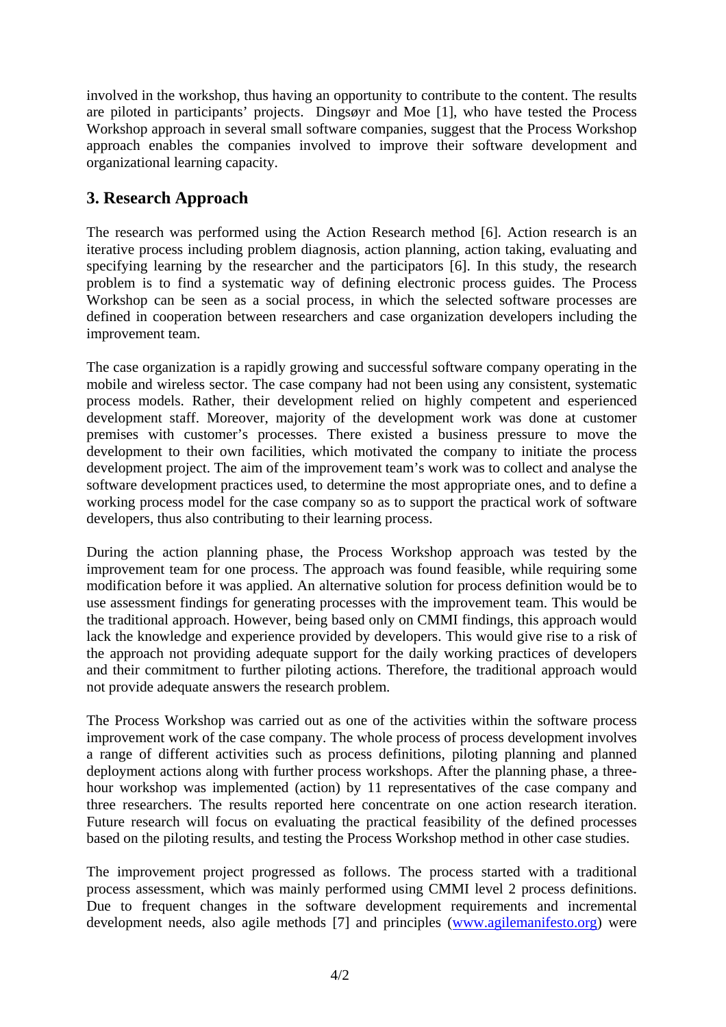involved in the workshop, thus having an opportunity to contribute to the content. The results are piloted in participants' projects. Dingsøyr and Moe [1], who have tested the Process Workshop approach in several small software companies, suggest that the Process Workshop approach enables the companies involved to improve their software development and organizational learning capacity.

## 3. Research Approach

The research was performed using the Action Research method [6]. Action research is an iterative process including problem diagnosis, action planning, action taking, evaluating and specifying learning by the researcher and the participators [6]. In this study, the research problem is to find a systematic way of defining electronic process guides. The Process Workshop can be seen as a social process, in which the selected software processes are defined in cooperation between researchers and case organization developers including the improvement team.

The case organization is a rapidly growing and successful software company operating in the mobile and wireless sector. The case company had not been using any consistent, systematic process models. Rather, their development relied on highly competent and esperienced development staff. Moreover, majority of the development work was done at customer premises with customer's processes. There existed a business pressure to move the development to their own facilities, which motivated the company to initiate the process development project. The aim of the improvement team's work was to collect and analyse the software development practices used, to determine the most appropriate ones, and to define a working process model for the case company so as to support the practical work of software developers, thus also contributing to their learning process.

During the action planning phase, the Process Workshop approach was tested by the improvement team for one process. The approach was found feasible, while requiring some modification before it was applied. An alternative solution for process definition would be to use assessment findings for generating processes with the improvement team. This would be the traditional approach. However, being based only on CMMI findings, this approach would lack the knowledge and experience provided by developers. This would give rise to a risk of the approach not providing adequate support for the daily working practices of developers and their commitment to further piloting actions. Therefore, the traditional approach would not provide adequate answers the research problem.

The Process Workshop was carried out as one of the activities within the software process improvement work of the case company. The whole process of process development involves a range of different activities such as process definitions, piloting planning and planned deployment actions along with further process workshops. After the planning phase, a three-hour workshop was implemented (action) by 11 representatives of the case company and three researchers. The results reported here concentrate on one action research iteration. Future research will focus on evaluating the practical feasibility of the defined processes based on the piloting results, and testing the Process Workshop method in other case studies.

The improvement project progressed as follows. The process started with a traditional process assessment, which was mainly performed using CMMI level 2 process definitions. Due to frequent changes in the software development requirements and incremental development needs, also agile methods [7] and principles (www.agilemanifesto.org) were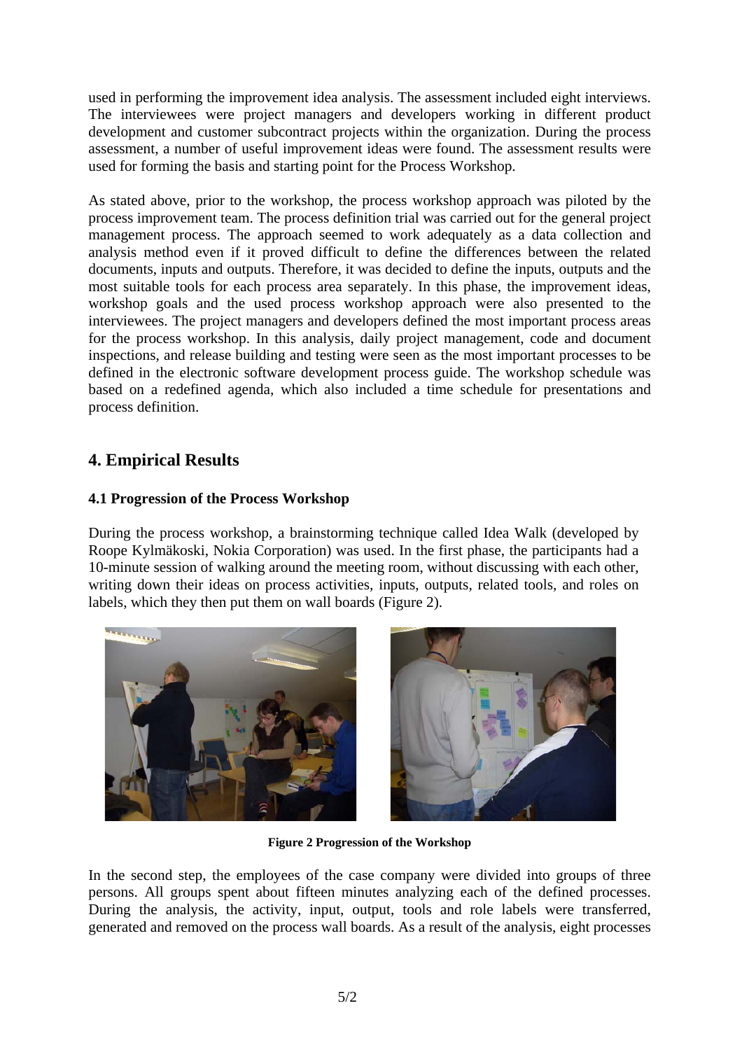used in performing the improvement idea analysis. The assessment included eight interviews. The interviewees were project managers and developers working in different product development and customer subcontract projects within the organization. During the process assessment, a number of useful improvement ideas were found. The assessment results were used for forming the basis and starting point for the Process Workshop.

As stated above, prior to the workshop, the process workshop approach was piloted by the process improvement team. The process definition trial was carried out for the general project management process. The approach seemed to work adequately as a data collection and analysis method even if it proved difficult to define the differences between the related documents, inputs and outputs. Therefore, it was decided to define the inputs, outputs and the most suitable tools for each process area separately. In this phase, the improvement ideas, workshop goals and the used process workshop approach were also presented to the interviewees. The project managers and developers defined the most important process areas for the process workshop. In this analysis, daily project management, code and document inspections, and release building and testing were seen as the most important processes to be defined in the electronic software development process guide. The workshop schedule was based on a redefined agenda, which also included a time schedule for presentations and process definition.

## 4. Empirical Results

### 4.1 Progression of the Process Workshop

During the process workshop, a brainstorming technique called Idea Walk (developed by Roope Kylmäkoski, Nokia Corporation) was used. In the first phase, the participants had a 10-minute session of walking around the meeting room, without discussing with each other, writing down their ideas on process activities, inputs, outputs, related tools, and roles on labels, which they then put them on wall boards (Figure 2).

**Figure 2 Progression of the Workshop**

In the second step, the employees of the case company were divided into groups of three persons. All groups spent about fifteen minutes analyzing each of the defined processes. During the analysis, the activity, input, output, tools and role labels were transferred, generated and removed on the process wall boards. As a result of the analysis, eight processes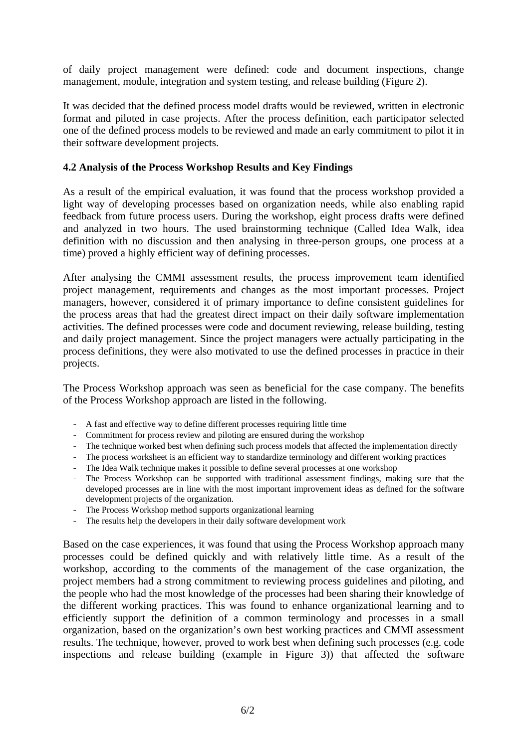of daily project management were defined: code and document inspections, change management, module, integration and system testing, and release building (Figure 2).

It was decided that the defined process model drafts would be reviewed, written in electronic format and piloted in case projects. After the process definition, each participator selected one of the defined process models to be reviewed and made an early commitment to pilot it in their software development projects.

### 4.2 Analysis of the Process Workshop Results and Key Findings

As a result of the empirical evaluation, it was found that the process workshop provided a light way of developing processes based on organization needs, while also enabling rapid feedback from future process users. During the workshop, eight process drafts were defined and analyzed in two hours. The used brainstorming technique (Called Idea Walk, idea definition with no discussion and then analysing in three-person groups, one process at a time) proved a highly efficient way of defining processes.

After analysing the CMMI assessment results, the process improvement team identified project management, requirements and changes as the most important processes. Project managers, however, considered it of primary importance to define consistent guidelines for the process areas that had the greatest direct impact on their daily software implementation activities. The defined processes were code and document reviewing, release building, testing and daily project management. Since the project managers were actually participating in the process definitions, they were also motivated to use the defined processes in practice in their projects.

The Process Workshop approach was seen as beneficial for the case company. The benefits of the Process Workshop approach are listed in the following.

- A fast and effective way to define different processes requiring little time
- Commitment for process review and piloting are ensured during the workshop
- The technique worked best when defining such process models that affected the implementation directly
- The process worksheet is an efficient way to standardize terminology and different working practices
- The Idea Walk technique makes it possible to define several processes at one workshop
- The Process Workshop can be supported with traditional assessment findings, making sure that the developed processes are in line with the most important improvement ideas as defined for the software development projects of the organization.
- The Process Workshop method supports organizational learning
- The results help the developers in their daily software development work

Based on the case experiences, it was found that using the Process Workshop approach many processes could be defined quickly and with relatively little time. As a result of the workshop, according to the comments of the management of the case organization, the project members had a strong commitment to reviewing process guidelines and piloting, and the people who had the most knowledge of the processes had been sharing their knowledge of the different working practices. This was found to enhance organizational learning and to efficiently support the definition of a common terminology and processes in a small organization, based on the organization's own best working practices and CMMI assessment results. The technique, however, proved to work best when defining such processes (e.g. code inspections and release building (example in Figure 3)) that affected the software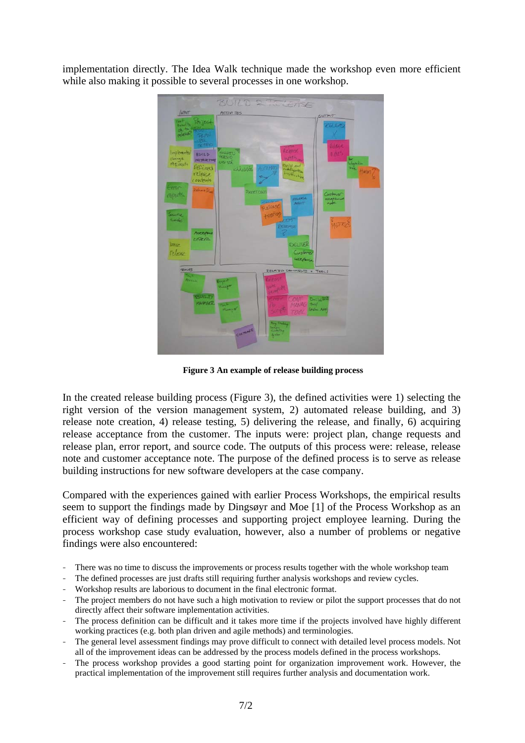implementation directly. The Idea Walk technique made the workshop even more efficient while also making it possible to several processes in one workshop.

**Figure 3 An example of release building process**

In the created release building process (Figure 3), the defined activities were 1) selecting the right version of the version management system, 2) automated release building, and 3) release note creation, 4) release testing, 5) delivering the release, and finally, 6) acquiring release acceptance from the customer. The inputs were: project plan, change requests and release plan, error report, and source code. The outputs of this process were: release, release note and customer acceptance note. The purpose of the defined process is to serve as release building instructions for new software developers at the case company.

Compared with the experiences gained with earlier Process Workshops, the empirical results seem to support the findings made by Dingsøyr and Moe [1] of the Process Workshop as an efficient way of defining processes and supporting project employee learning. During the process workshop case study evaluation, however, also a number of problems or negative findings were also encountered:

- There was no time to discuss the improvements or process results together with the whole workshop team
- The defined processes are just drafts still requiring further analysis workshops and review cycles.
- Workshop results are laborious to document in the final electronic format.
- The project members do not have such a high motivation to review or pilot the support processes that do not directly affect their software implementation activities.
- The process definition can be difficult and it takes more time if the projects involved have highly different working practices (e.g. both plan driven and agile methods) and terminologies.
- The general level assessment findings may prove difficult to connect with detailed level process models. Not all of the improvement ideas can be addressed by the process models defined in the process workshops.
- The process workshop provides a good starting point for organization improvement work. However, the practical implementation of the improvement still requires further analysis and documentation work.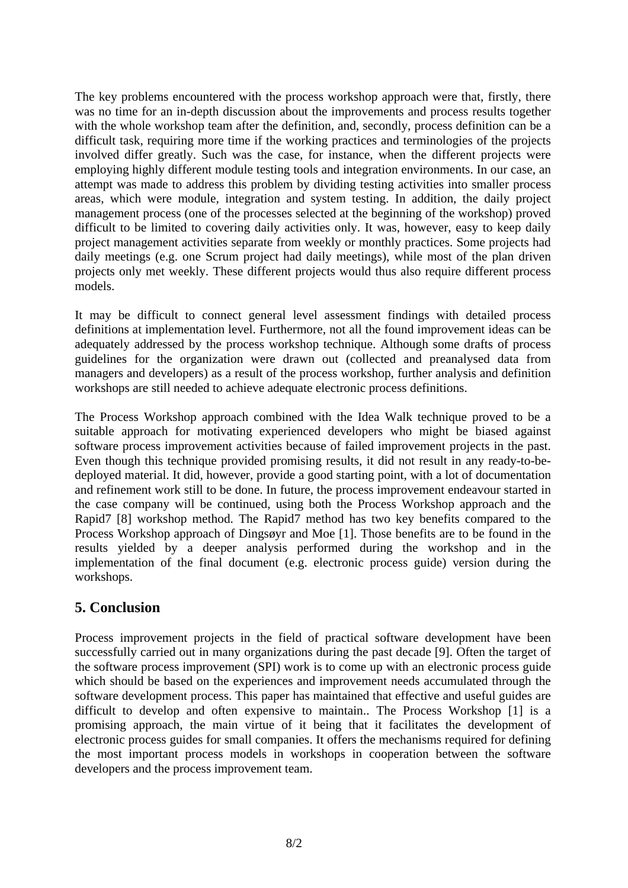The key problems encountered with the process workshop approach were that, firstly, there was no time for an in-depth discussion about the improvements and process results together with the whole workshop team after the definition, and, secondly, process definition can be a difficult task, requiring more time if the working practices and terminologies of the projects involved differ greatly. Such was the case, for instance, when the different projects were employing highly different module testing tools and integration environments. In our case, an attempt was made to address this problem by dividing testing activities into smaller process areas, which were module, integration and system testing. In addition, the daily project management process (one of the processes selected at the beginning of the workshop) proved difficult to be limited to covering daily activities only. It was, however, easy to keep daily project management activities separate from weekly or monthly practices. Some projects had daily meetings (e.g. one Scrum project had daily meetings), while most of the plan driven projects only met weekly. These different projects would thus also require different process models.

It may be difficult to connect general level assessment findings with detailed process definitions at implementation level. Furthermore, not all the found improvement ideas can be adequately addressed by the process workshop technique. Although some drafts of process guidelines for the organization were drawn out (collected and preanalysed data from managers and developers) as a result of the process workshop, further analysis and definition workshops are still needed to achieve adequate electronic process definitions.

The Process Workshop approach combined with the Idea Walk technique proved to be a suitable approach for motivating experienced developers who might be biased against software process improvement activities because of failed improvement projects in the past. Even though this technique provided promising results, it did not result in any ready-to-be-deployed material. It did, however, provide a good starting point, with a lot of documentation and refinement work still to be done. In future, the process improvement endeavour started in the case company will be continued, using both the Process Workshop approach and the Rapid7 [8] workshop method. The Rapid7 method has two key benefits compared to the Process Workshop approach of Dingsøyr and Moe [1]. Those benefits are to be found in the results yielded by a deeper analysis performed during the workshop and in the implementation of the final document (e.g. electronic process guide) version during the workshops.

## 5. Conclusion

Process improvement projects in the field of practical software development have been successfully carried out in many organizations during the past decade [9]. Often the target of the software process improvement (SPI) work is to come up with an electronic process guide which should be based on the experiences and improvement needs accumulated through the software development process. This paper has maintained that effective and useful guides are difficult to develop and often expensive to maintain.. The Process Workshop [1] is a promising approach, the main virtue of it being that it facilitates the development of electronic process guides for small companies. It offers the mechanisms required for defining the most important process models in workshops in cooperation between the software developers and the process improvement team.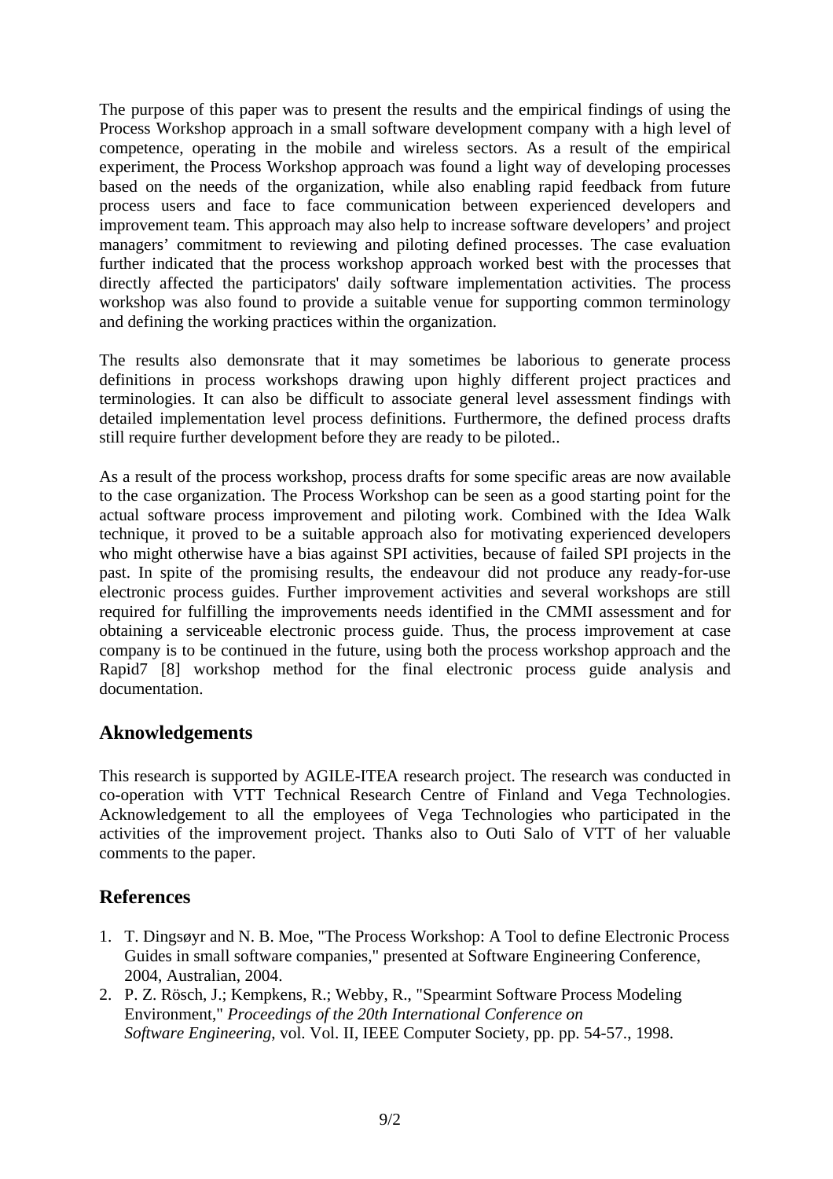The purpose of this paper was to; present the results and the empirical findings of using the Process Workshop approach in a small software development company with a high level of competence, operating in the mobile and wireless sectors. As a result of the empirical experiment, the Process Workshop approach was found a light way of developing processes based on the needs of the organization, while also enabling rapid feedback from future process users and face to face communication between experienced developers and improvement team. This approach may also help to increase software developers' and project managers' commitment to reviewing and piloting defined processes. The case evaluation further indicated that the process workshop approach worked best with the processes that directly affected the participators' daily software implementation activities. The process workshop was also found to provide a suitable venue for supporting common terminology and defining the working practices within the organization.

The results also demonsrate that it may sometimes be laborious to generate process definitions in process workshops drawing upon highly different project practices and terminologies. It can also be difficult to associate general level assessment findings with detailed implementation level process definitions. Furthermore, the defined process drafts still require further development before they are ready to be piloted..

As a result of the process workshop, process drafts for some specific areas are now available to the case organization. The Process Workshop can be seen as a good starting point for the actual software process improvement and piloting work. Combined with the Idea Walk technique, it proved to be a suitable approach also for motivating experienced developers who might otherwise have a bias against SPI activities, because of failed SPI projects in the past. In spite of the promising results, the endeavour did not produce any ready-for-use electronic process guides. Further improvement activities and several workshops are still required for fulfilling the improvements needs identified in the CMMI assessment and for obtaining a serviceable electronic process guide. Thus, the process improvement at case company is to be continued in the future, using both the process workshop approach and the Rapid7 [8] workshop method for the final electronic process guide analysis and documentation.

## Aknowledgements

This research is supported by AGILE-ITEA research project. The research was conducted in co-operation with VTT Technical Research Centre of Finland and Vega Technologies. Acknowledgement to all the employees of Vega Technologies who participated in the activities of the improvement project. Thanks also to Outi Salo of VTT of her valuable comments to the paper.

## References

1. T. Dingsøyr and N. B. Moe, "The Process Workshop: A Tool to define Electronic Process Guides in small software companies," presented at Software Engineering Conference, 2004, Australian, 2004.
2. P. Z. Rösch, J.; Kempkens, R.; Webby, R., "Spearmint Software Process Modeling Environment," *Proceedings of the 20th International Conference on Software Engineering*, vol. Vol. II, IEEE Computer Society, pp. pp. 54-57., 1998.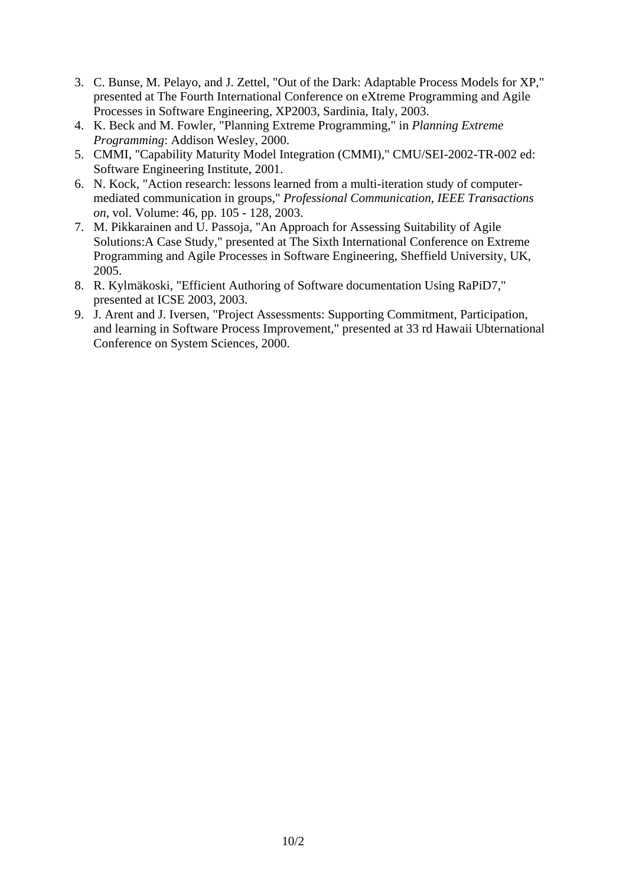3. C. Bunse, M. Pelayo, and J. Zettel, "Out of the Dark: Adaptable Process Models for XP," presented at The Fourth International Conference on eXtreme Programming and Agile Processes in Software Engineering, XP2003, Sardinia, Italy, 2003.
4. K. Beck and M. Fowler, "Planning Extreme Programming," in *Planning Extreme Programming*: Addison Wesley, 2000.
5. CMMI, "Capability Maturity Model Integration (CMMI)," CMU/SEI-2002-TR-002 ed: Software Engineering Institute, 2001.
6. N. Kock, "Action research: lessons learned from a multi-iteration study of computer-mediated communication in groups," *Professional Communication, IEEE Transactions on*, vol. Volume: 46, pp. 105 - 128, 2003.
7. M. Pikkarainen and U. Passoja, "An Approach for Assessing Suitability of Agile Solutions:A Case Study," presented at The Sixth International Conference on Extreme Programming and Agile Processes in Software Engineering, Sheffield University, UK, 2005.
8. R. Kylmäkoski, "Efficient Authoring of Software documentation Using RaPiD7," presented at ICSE 2003, 2003.
9. J. Arent and J. Iversen, "Project Assessments: Supporting Commitment, Participation, and learning in Software Process Improvement," presented at 33 rd Hawaii Ubternational Conference on System Sciences, 2000.